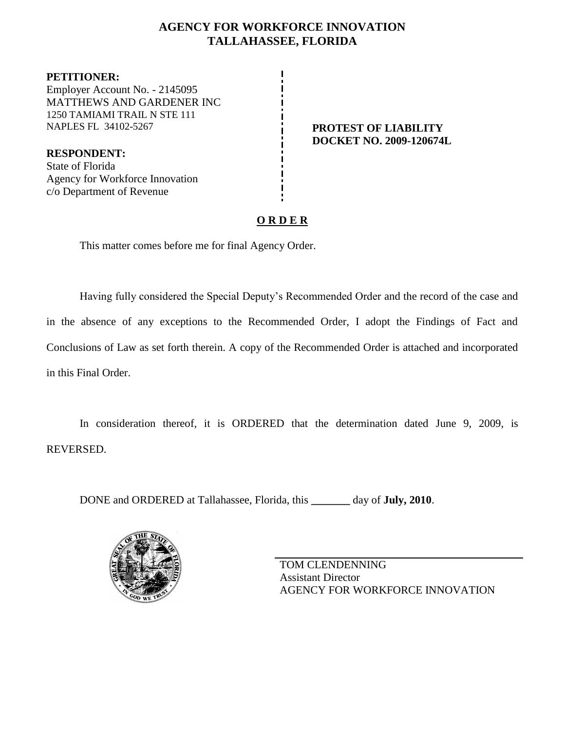# AGENCY FOR WORKFORCE INNOVATION
# TALLAHASSEE, FLORIDA

**PETITIONER:**
Employer Account No. - 2145095
MATTHEWS AND GARDENER INC
1250 TAMIAMI TRAIL N STE 111
NAPLES FL 34102-5267

**RESPONDENT:**
State of Florida
Agency for Workforce Innovation
c/o Department of Revenue

**PROTEST OF LIABILITY**
**DOCKET NO. 2009-120674L**

## ORDER

This matter comes before me for final Agency Order.

Having fully considered the Special Deputy's Recommended Order and the record of the case and in the absence of any exceptions to the Recommended Order, I adopt the Findings of Fact and Conclusions of Law as set forth therein. A copy of the Recommended Order is attached and incorporated in this Final Order.

In consideration thereof, it is ORDERED that the determination dated June 9, 2009, is REVERSED.

DONE and ORDERED at Tallahassee, Florida, this _______ day of **July, 2010**.

TOM CLENDENNING
Assistant Director
AGENCY FOR WORKFORCE INNOVATION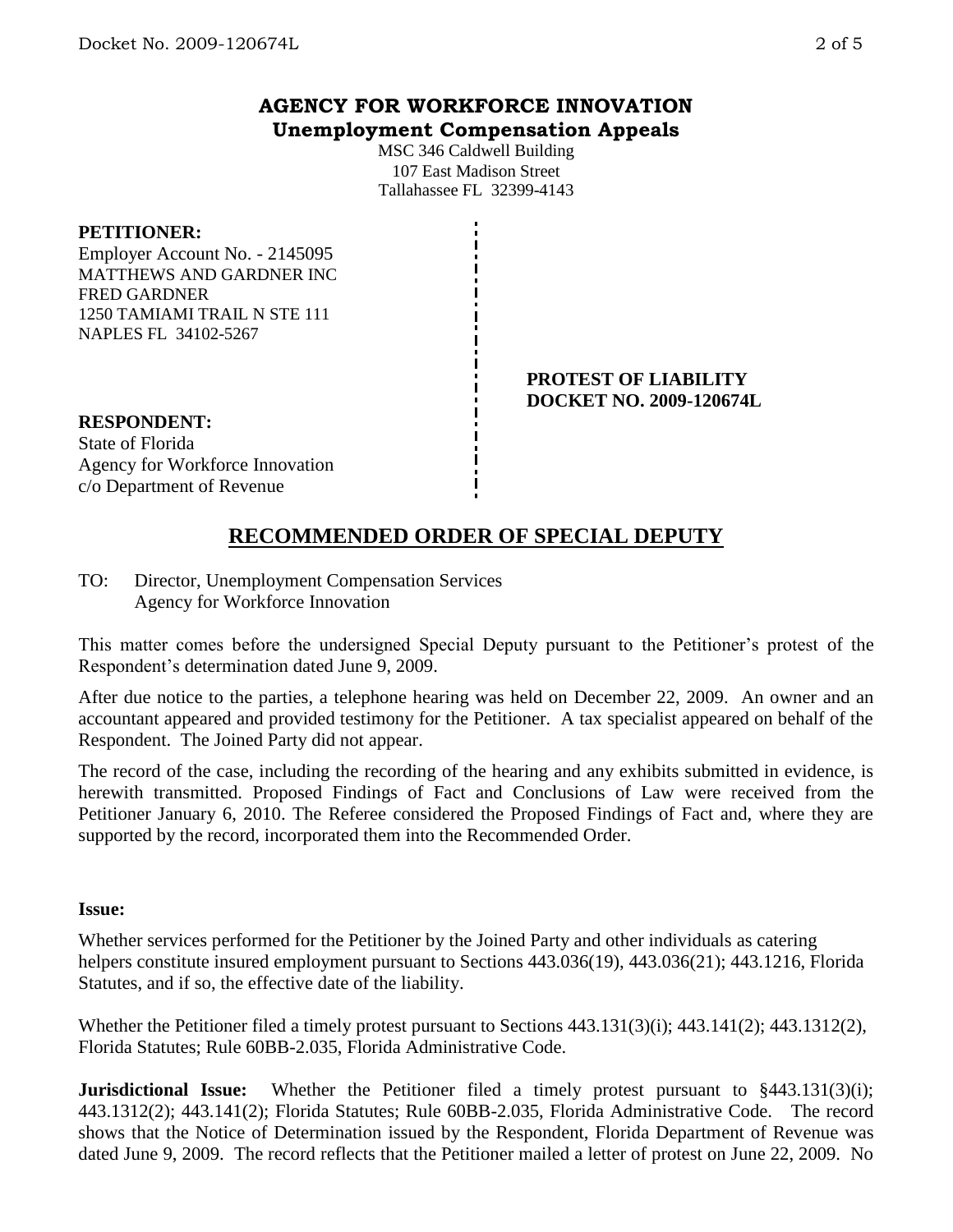## AGENCY FOR WORKFORCE INNOVATION
### Unemployment Compensation Appeals

MSC 346 Caldwell Building
107 East Madison Street
Tallahassee FL 32399-4143

**PETITIONER:**
Employer Account No. - 2145095
MATTHEWS AND GARDNER INC
FRED GARDNER
1250 TAMIAMI TRAIL N STE 111
NAPLES FL 34102-5267

**PROTEST OF LIABILITY**
**DOCKET NO. 2009-120674L**

**RESPONDENT:**
State of Florida
Agency for Workforce Innovation
c/o Department of Revenue

## RECOMMENDED ORDER OF SPECIAL DEPUTY

TO: Director, Unemployment Compensation Services
Agency for Workforce Innovation

This matter comes before the undersigned Special Deputy pursuant to the Petitioner's protest of the Respondent's determination dated June 9, 2009.

After due notice to the parties, a telephone hearing was held on December 22, 2009. An owner and an accountant appeared and provided testimony for the Petitioner. A tax specialist appeared on behalf of the Respondent. The Joined Party did not appear.

The record of the case, including the recording of the hearing and any exhibits submitted in evidence, is herewith transmitted. Proposed Findings of Fact and Conclusions of Law were received from the Petitioner January 6, 2010. The Referee considered the Proposed Findings of Fact and, where they are supported by the record, incorporated them into the Recommended Order.

**Issue:**

Whether services performed for the Petitioner by the Joined Party and other individuals as catering helpers constitute insured employment pursuant to Sections 443.036(19), 443.036(21); 443.1216, Florida Statutes, and if so, the effective date of the liability.

Whether the Petitioner filed a timely protest pursuant to Sections 443.131(3)(i); 443.141(2); 443.1312(2), Florida Statutes; Rule 60BB-2.035, Florida Administrative Code.

**Jurisdictional Issue:** Whether the Petitioner filed a timely protest pursuant to §443.131(3)(i); 443.1312(2); 443.141(2); Florida Statutes; Rule 60BB-2.035, Florida Administrative Code. The record shows that the Notice of Determination issued by the Respondent, Florida Department of Revenue was dated June 9, 2009. The record reflects that the Petitioner mailed a letter of protest on June 22, 2009. No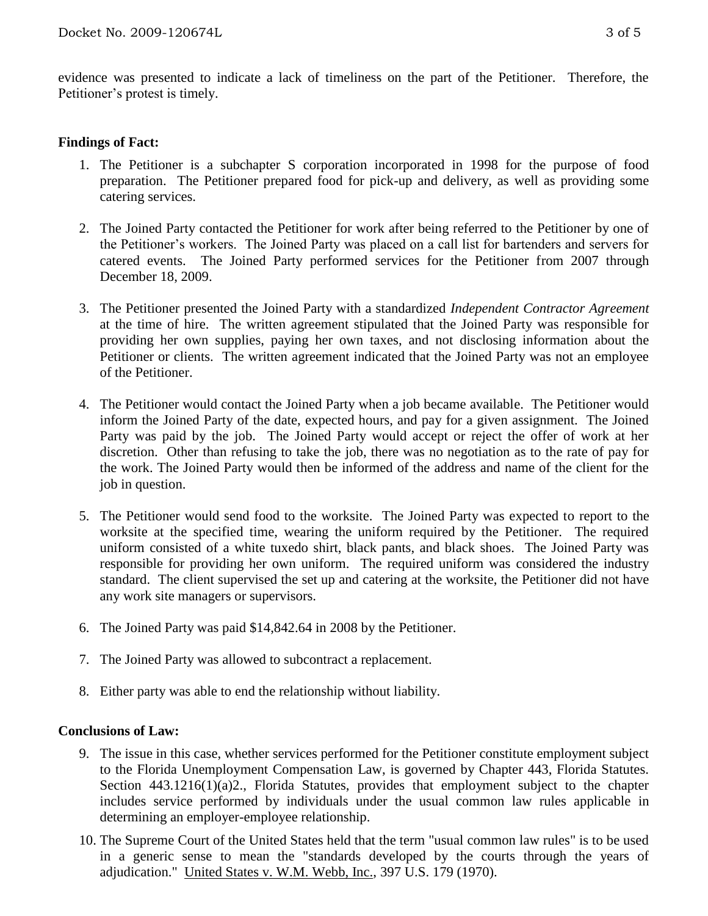evidence was presented to indicate a lack of timeliness on the part of the Petitioner. Therefore, the Petitioner's protest is timely.

**Findings of Fact:**

1. The Petitioner is a subchapter S corporation incorporated in 1998 for the purpose of food preparation. The Petitioner prepared food for pick-up and delivery, as well as providing some catering services.

2. The Joined Party contacted the Petitioner for work after being referred to the Petitioner by one of the Petitioner's workers. The Joined Party was placed on a call list for bartenders and servers for catered events. The Joined Party performed services for the Petitioner from 2007 through December 18, 2009.

3. The Petitioner presented the Joined Party with a standardized *Independent Contractor Agreement* at the time of hire. The written agreement stipulated that the Joined Party was responsible for providing her own supplies, paying her own taxes, and not disclosing information about the Petitioner or clients. The written agreement indicated that the Joined Party was not an employee of the Petitioner.

4. The Petitioner would contact the Joined Party when a job became available. The Petitioner would inform the Joined Party of the date, expected hours, and pay for a given assignment. The Joined Party was paid by the job. The Joined Party would accept or reject the offer of work at her discretion. Other than refusing to take the job, there was no negotiation as to the rate of pay for the work. The Joined Party would then be informed of the address and name of the client for the job in question.

5. The Petitioner would send food to the worksite. The Joined Party was expected to report to the worksite at the specified time, wearing the uniform required by the Petitioner. The required uniform consisted of a white tuxedo shirt, black pants, and black shoes. The Joined Party was responsible for providing her own uniform. The required uniform was considered the industry standard. The client supervised the set up and catering at the worksite, the Petitioner did not have any work site managers or supervisors.

6. The Joined Party was paid $14,842.64 in 2008 by the Petitioner.

7. The Joined Party was allowed to subcontract a replacement.

8. Either party was able to end the relationship without liability.

**Conclusions of Law:**

9. The issue in this case, whether services performed for the Petitioner constitute employment subject to the Florida Unemployment Compensation Law, is governed by Chapter 443, Florida Statutes. Section 443.1216(1)(a)2., Florida Statutes, provides that employment subject to the chapter includes service performed by individuals under the usual common law rules applicable in determining an employer-employee relationship.

10. The Supreme Court of the United States held that the term "usual common law rules" is to be used in a generic sense to mean the "standards developed by the courts through the years of adjudication." United States v. W.M. Webb, Inc., 397 U.S. 179 (1970).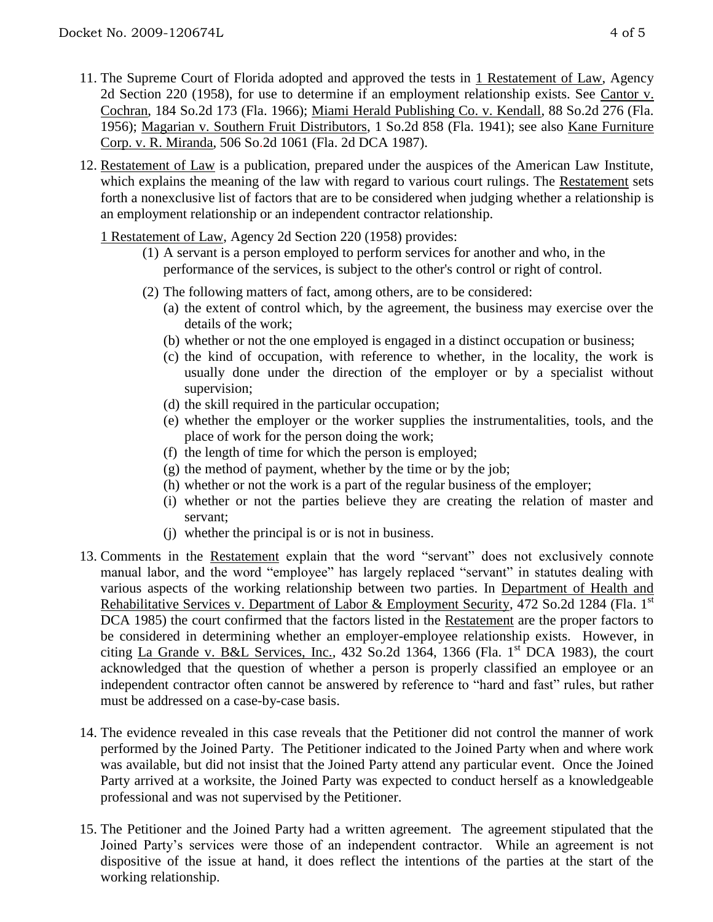11. The Supreme Court of Florida adopted and approved the tests in 1 Restatement of Law, Agency 2d Section 220 (1958), for use to determine if an employment relationship exists. See Cantor v. Cochran, 184 So.2d 173 (Fla. 1966); Miami Herald Publishing Co. v. Kendall, 88 So.2d 276 (Fla. 1956); Magarian v. Southern Fruit Distributors, 1 So.2d 858 (Fla. 1941); see also Kane Furniture Corp. v. R. Miranda, 506 So.2d 1061 (Fla. 2d DCA 1987).

12. Restatement of Law is a publication, prepared under the auspices of the American Law Institute, which explains the meaning of the law with regard to various court rulings. The Restatement sets forth a nonexclusive list of factors that are to be considered when judging whether a relationship is an employment relationship or an independent contractor relationship.

    1 Restatement of Law, Agency 2d Section 220 (1958) provides:

    (1) A servant is a person employed to perform services for another and who, in the performance of the services, is subject to the other's control or right of control.

    (2) The following matters of fact, among others, are to be considered:
    - (a) the extent of control which, by the agreement, the business may exercise over the details of the work;
    - (b) whether or not the one employed is engaged in a distinct occupation or business;
    - (c) the kind of occupation, with reference to whether, in the locality, the work is usually done under the direction of the employer or by a specialist without supervision;
    - (d) the skill required in the particular occupation;
    - (e) whether the employer or the worker supplies the instrumentalities, tools, and the place of work for the person doing the work;
    - (f) the length of time for which the person is employed;
    - (g) the method of payment, whether by the time or by the job;
    - (h) whether or not the work is a part of the regular business of the employer;
    - (i) whether or not the parties believe they are creating the relation of master and servant;
    - (j) whether the principal is or is not in business.

13. Comments in the Restatement explain that the word "servant" does not exclusively connote manual labor, and the word "employee" has largely replaced "servant" in statutes dealing with various aspects of the working relationship between two parties. In Department of Health and Rehabilitative Services v. Department of Labor & Employment Security, 472 So.2d 1284 (Fla. 1st DCA 1985) the court confirmed that the factors listed in the Restatement are the proper factors to be considered in determining whether an employer-employee relationship exists. However, in citing La Grande v. B&L Services, Inc., 432 So.2d 1364, 1366 (Fla. 1st DCA 1983), the court acknowledged that the question of whether a person is properly classified an employee or an independent contractor often cannot be answered by reference to "hard and fast" rules, but rather must be addressed on a case-by-case basis.

14. The evidence revealed in this case reveals that the Petitioner did not control the manner of work performed by the Joined Party. The Petitioner indicated to the Joined Party when and where work was available, but did not insist that the Joined Party attend any particular event. Once the Joined Party arrived at a worksite, the Joined Party was expected to conduct herself as a knowledgeable professional and was not supervised by the Petitioner.

15. The Petitioner and the Joined Party had a written agreement. The agreement stipulated that the Joined Party's services were those of an independent contractor. While an agreement is not dispositive of the issue at hand, it does reflect the intentions of the parties at the start of the working relationship.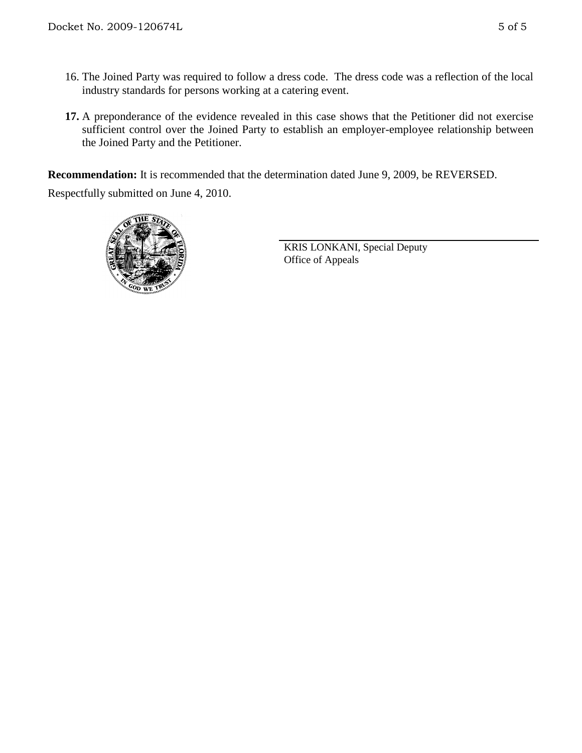16. The Joined Party was required to follow a dress code. The dress code was a reflection of the local industry standards for persons working at a catering event.

**17.** A preponderance of the evidence revealed in this case shows that the Petitioner did not exercise sufficient control over the Joined Party to establish an employer-employee relationship between the Joined Party and the Petitioner.

**Recommendation:** It is recommended that the determination dated June 9, 2009, be REVERSED.

Respectfully submitted on June 4, 2010.

KRIS LONKANI, Special Deputy
Office of Appeals